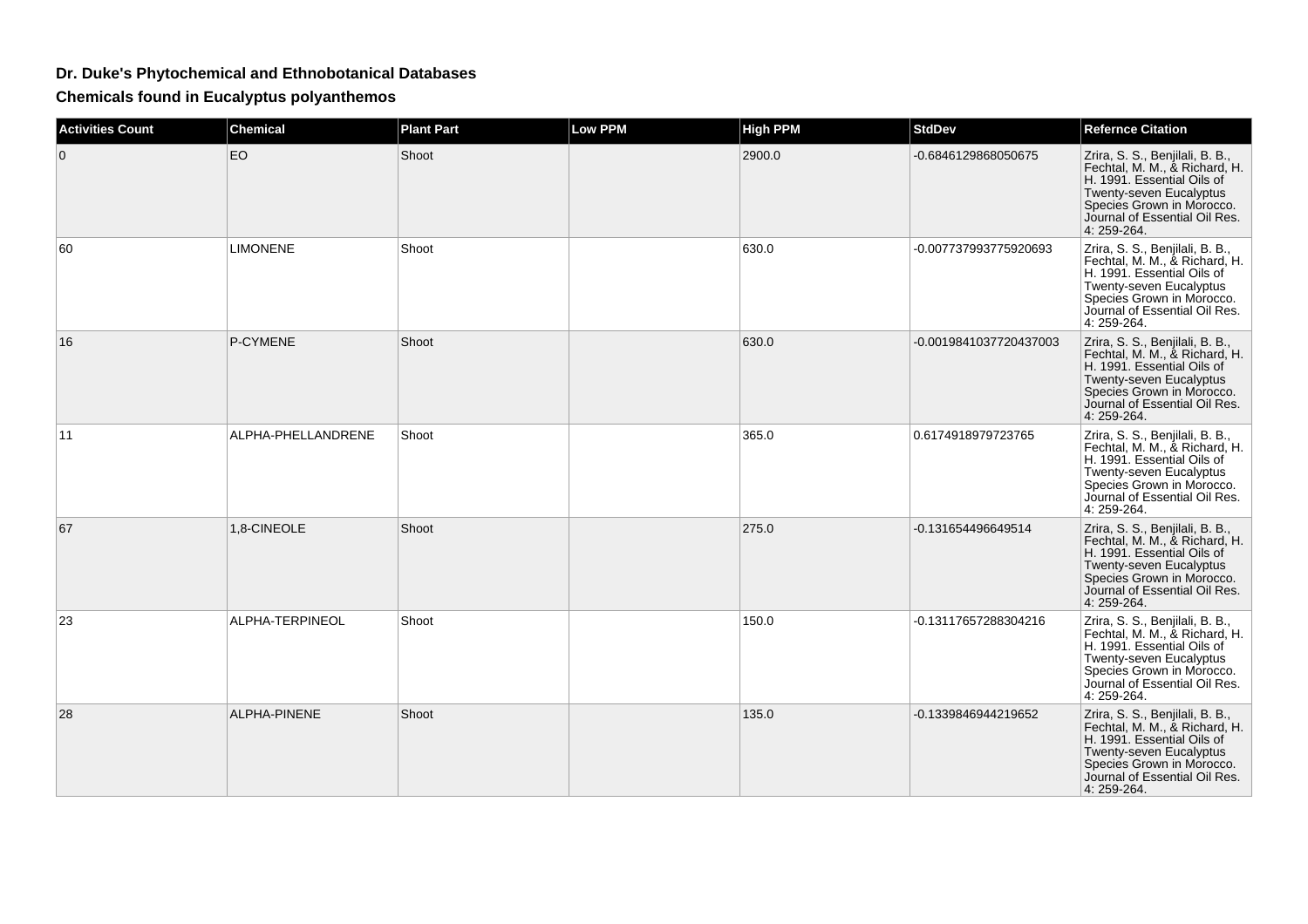# Dr. Duke's Phytochemical and Ethnobotanical Databases

## Chemicals found in Eucalyptus polyanthemos

| Activities Count | Chemical | Plant Part | Low PPM | High PPM | StdDev | Refernce Citation |
|---|---|---|---|---|---|---|
| 0 | EO | Shoot | | 2900.0 | -0.6846129868050675 | Zrira, S. S., Benjilali, B. B., Fechtal, M. M., & Richard, H. H. 1991. Essential Oils of Twenty-seven Eucalyptus Species Grown in Morocco. Journal of Essential Oil Res. 4: 259-264. |
| 60 | LIMONENE | Shoot | | 630.0 | -0.007737993775920693 | Zrira, S. S., Benjilali, B. B., Fechtal, M. M., & Richard, H. H. 1991. Essential Oils of Twenty-seven Eucalyptus Species Grown in Morocco. Journal of Essential Oil Res. 4: 259-264. |
| 16 | P-CYMENE | Shoot | | 630.0 | -0.0019841037720437003 | Zrira, S. S., Benjilali, B. B., Fechtal, M. M., & Richard, H. H. 1991. Essential Oils of Twenty-seven Eucalyptus Species Grown in Morocco. Journal of Essential Oil Res. 4: 259-264. |
| 11 | ALPHA-PHELLANDRENE | Shoot | | 365.0 | 0.6174918979723765 | Zrira, S. S., Benjilali, B. B., Fechtal, M. M., & Richard, H. H. 1991. Essential Oils of Twenty-seven Eucalyptus Species Grown in Morocco. Journal of Essential Oil Res. 4: 259-264. |
| 67 | 1,8-CINEOLE | Shoot | | 275.0 | -0.131654496649514 | Zrira, S. S., Benjilali, B. B., Fechtal, M. M., & Richard, H. H. 1991. Essential Oils of Twenty-seven Eucalyptus Species Grown in Morocco. Journal of Essential Oil Res. 4: 259-264. |
| 23 | ALPHA-TERPINEOL | Shoot | | 150.0 | -0.13117657288304216 | Zrira, S. S., Benjilali, B. B., Fechtal, M. M., & Richard, H. H. 1991. Essential Oils of Twenty-seven Eucalyptus Species Grown in Morocco. Journal of Essential Oil Res. 4: 259-264. |
| 28 | ALPHA-PINENE | Shoot | | 135.0 | -0.1339846944219652 | Zrira, S. S., Benjilali, B. B., Fechtal, M. M., & Richard, H. H. 1991. Essential Oils of Twenty-seven Eucalyptus Species Grown in Morocco. Journal of Essential Oil Res. 4: 259-264. |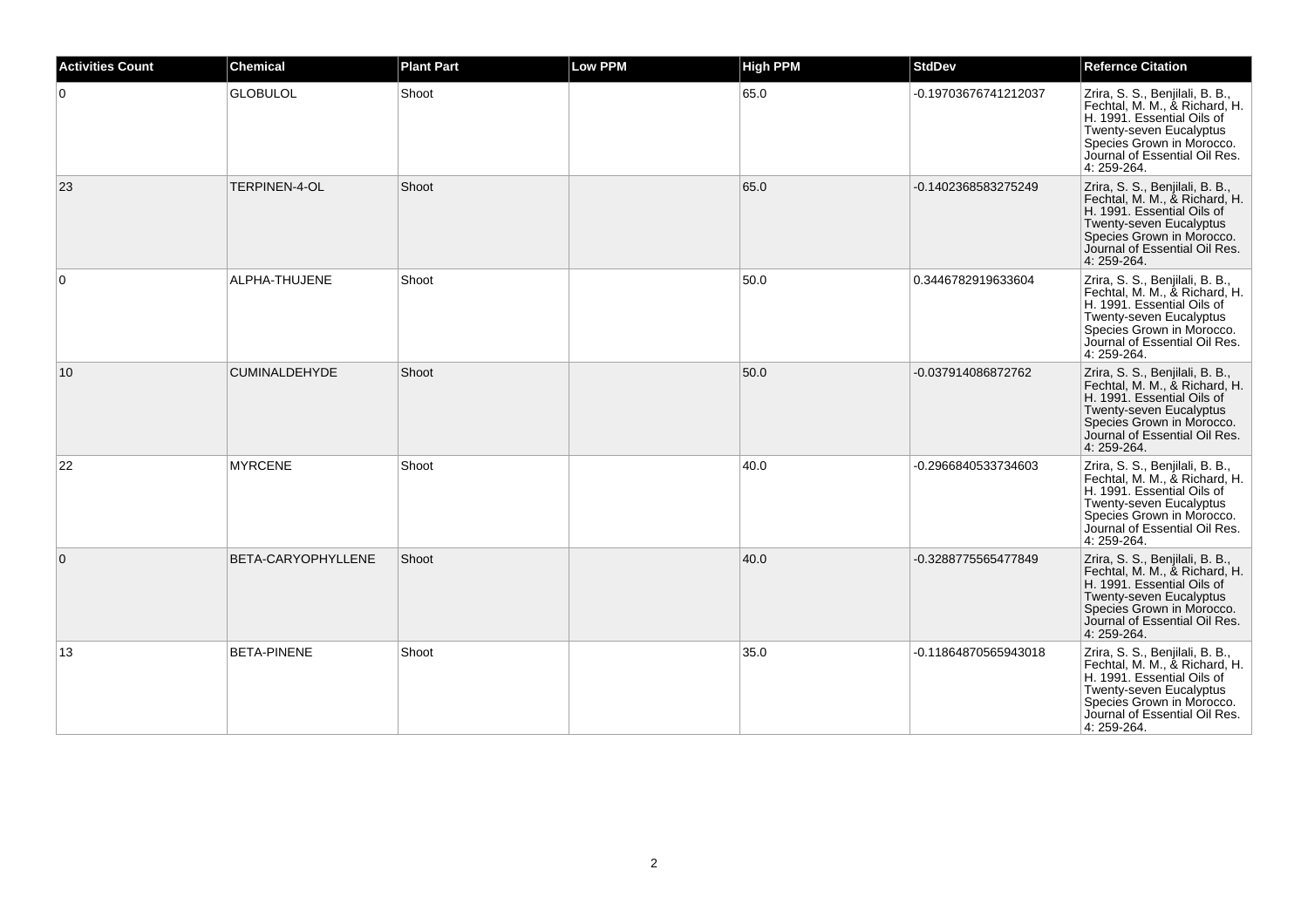| Activities Count | Chemical | Plant Part | Low PPM | High PPM | StdDev | Refernce Citation |
|---|---|---|---|---|---|---|
| 0 | GLOBULOL | Shoot | | 65.0 | -0.19703676741212037 | Zrira, S. S., Benjilali, B. B., Fechtal, M. M., & Richard, H. H. 1991. Essential Oils of Twenty-seven Eucalyptus Species Grown in Morocco. Journal of Essential Oil Res. 4: 259-264. |
| 23 | TERPINEN-4-OL | Shoot | | 65.0 | -0.1402368583275249 | Zrira, S. S., Benjilali, B. B., Fechtal, M. M., & Richard, H. H. 1991. Essential Oils of Twenty-seven Eucalyptus Species Grown in Morocco. Journal of Essential Oil Res. 4: 259-264. |
| 0 | ALPHA-THUJENE | Shoot | | 50.0 | 0.3446782919633604 | Zrira, S. S., Benjilali, B. B., Fechtal, M. M., & Richard, H. H. 1991. Essential Oils of Twenty-seven Eucalyptus Species Grown in Morocco. Journal of Essential Oil Res. 4: 259-264. |
| 10 | CUMINALDEHYDE | Shoot | | 50.0 | -0.037914086872762 | Zrira, S. S., Benjilali, B. B., Fechtal, M. M., & Richard, H. H. 1991. Essential Oils of Twenty-seven Eucalyptus Species Grown in Morocco. Journal of Essential Oil Res. 4: 259-264. |
| 22 | MYRCENE | Shoot | | 40.0 | -0.2966840533734603 | Zrira, S. S., Benjilali, B. B., Fechtal, M. M., & Richard, H. H. 1991. Essential Oils of Twenty-seven Eucalyptus Species Grown in Morocco. Journal of Essential Oil Res. 4: 259-264. |
| 0 | BETA-CARYOPHYLLENE | Shoot | | 40.0 | -0.3288775565477849 | Zrira, S. S., Benjilali, B. B., Fechtal, M. M., & Richard, H. H. 1991. Essential Oils of Twenty-seven Eucalyptus Species Grown in Morocco. Journal of Essential Oil Res. 4: 259-264. |
| 13 | BETA-PINENE | Shoot | | 35.0 | -0.11864870565943018 | Zrira, S. S., Benjilali, B. B., Fechtal, M. M., & Richard, H. H. 1991. Essential Oils of Twenty-seven Eucalyptus Species Grown in Morocco. Journal of Essential Oil Res. 4: 259-264. |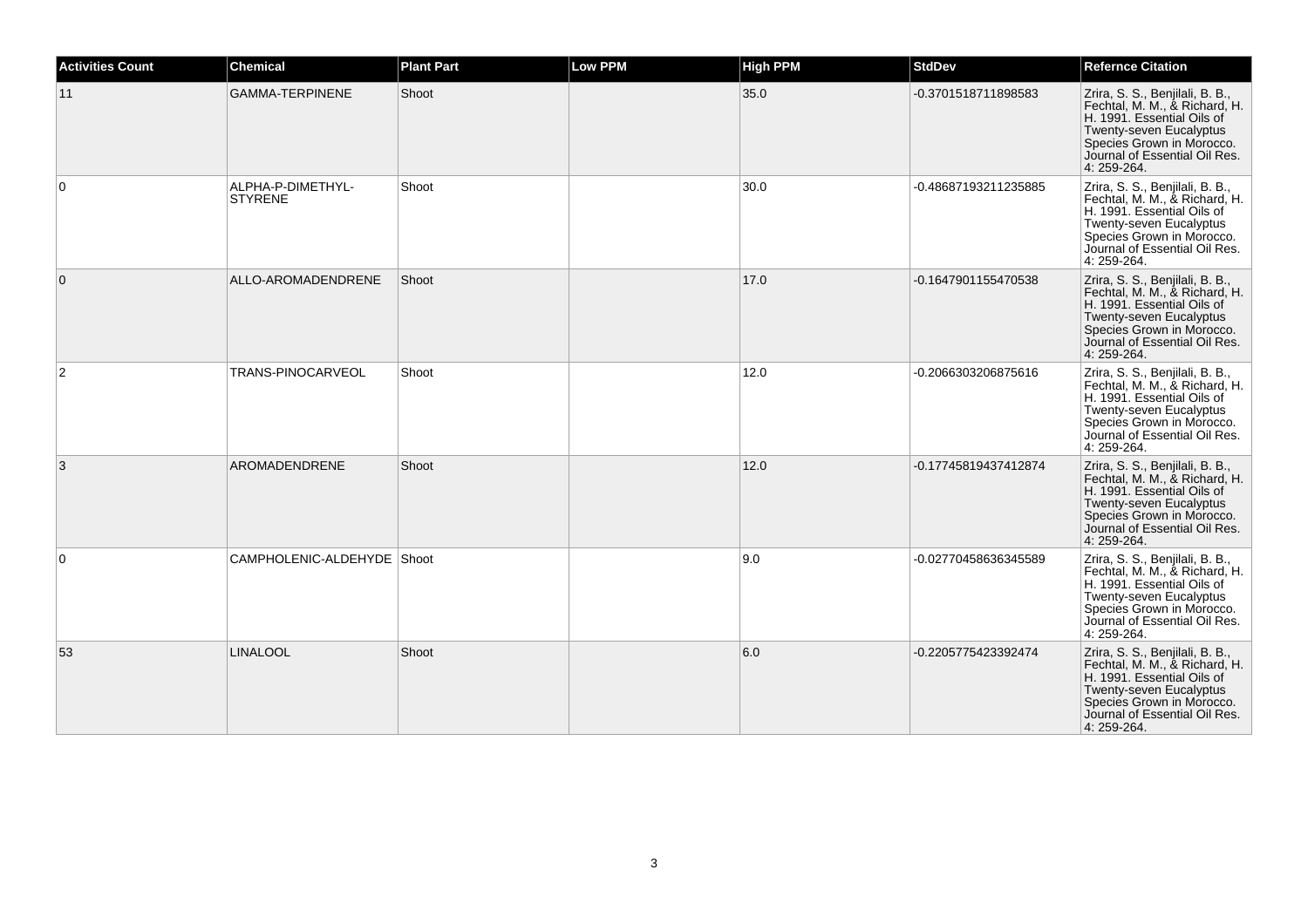| Activities Count | Chemical | Plant Part | Low PPM | High PPM | StdDev | Refernce Citation |
|---|---|---|---|---|---|---|
| 11 | GAMMA-TERPINENE | Shoot | | 35.0 | -0.3701518711898583 | Zrira, S. S., Benjilali, B. B., Fechtal, M. M., & Richard, H. H. 1991. Essential Oils of Twenty-seven Eucalyptus Species Grown in Morocco. Journal of Essential Oil Res. 4: 259-264. |
| 0 | ALPHA-P-DIMETHYL-STYRENE | Shoot | | 30.0 | -0.48687193211235885 | Zrira, S. S., Benjilali, B. B., Fechtal, M. M., & Richard, H. H. 1991. Essential Oils of Twenty-seven Eucalyptus Species Grown in Morocco. Journal of Essential Oil Res. 4: 259-264. |
| 0 | ALLO-AROMADENDRENE | Shoot | | 17.0 | -0.1647901155470538 | Zrira, S. S., Benjilali, B. B., Fechtal, M. M., & Richard, H. H. 1991. Essential Oils of Twenty-seven Eucalyptus Species Grown in Morocco. Journal of Essential Oil Res. 4: 259-264. |
| 2 | TRANS-PINOCARVEOL | Shoot | | 12.0 | -0.2066303206875616 | Zrira, S. S., Benjilali, B. B., Fechtal, M. M., & Richard, H. H. 1991. Essential Oils of Twenty-seven Eucalyptus Species Grown in Morocco. Journal of Essential Oil Res. 4: 259-264. |
| 3 | AROMADENDRENE | Shoot | | 12.0 | -0.17745819437412874 | Zrira, S. S., Benjilali, B. B., Fechtal, M. M., & Richard, H. H. 1991. Essential Oils of Twenty-seven Eucalyptus Species Grown in Morocco. Journal of Essential Oil Res. 4: 259-264. |
| 0 | CAMPHOLENIC-ALDEHYDE | Shoot | | 9.0 | -0.02770458636345589 | Zrira, S. S., Benjilali, B. B., Fechtal, M. M., & Richard, H. H. 1991. Essential Oils of Twenty-seven Eucalyptus Species Grown in Morocco. Journal of Essential Oil Res. 4: 259-264. |
| 53 | LINALOOL | Shoot | | 6.0 | -0.2205775423392474 | Zrira, S. S., Benjilali, B. B., Fechtal, M. M., & Richard, H. H. 1991. Essential Oils of Twenty-seven Eucalyptus Species Grown in Morocco. Journal of Essential Oil Res. 4: 259-264. |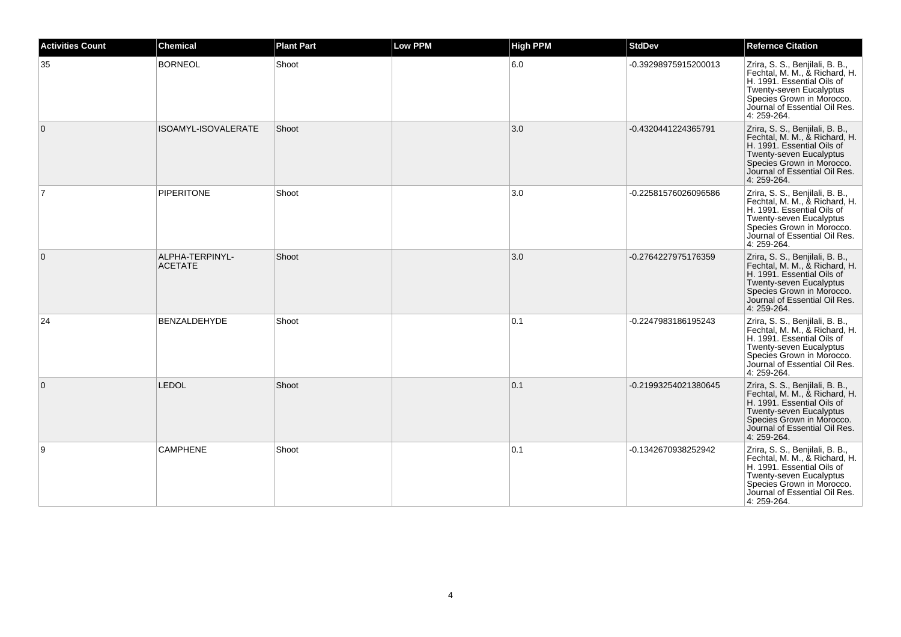| Activities Count | Chemical | Plant Part | Low PPM | High PPM | StdDev | Refernce Citation |
| --- | --- | --- | --- | --- | --- | --- |
| 35 | BORNEOL | Shoot | | 6.0 | -0.39298975915200013 | Zrira, S. S., Benjilali, B. B., Fechtal, M. M., & Richard, H. H. 1991. Essential Oils of Twenty-seven Eucalyptus Species Grown in Morocco. Journal of Essential Oil Res. 4: 259-264. |
| 0 | ISOAMYL-ISOVALERATE | Shoot | | 3.0 | -0.4320441224365791 | Zrira, S. S., Benjilali, B. B., Fechtal, M. M., & Richard, H. H. 1991. Essential Oils of Twenty-seven Eucalyptus Species Grown in Morocco. Journal of Essential Oil Res. 4: 259-264. |
| 7 | PIPERITONE | Shoot | | 3.0 | -0.22581576026096586 | Zrira, S. S., Benjilali, B. B., Fechtal, M. M., & Richard, H. H. 1991. Essential Oils of Twenty-seven Eucalyptus Species Grown in Morocco. Journal of Essential Oil Res. 4: 259-264. |
| 0 | ALPHA-TERPINYL-ACETATE | Shoot | | 3.0 | -0.2764227975176359 | Zrira, S. S., Benjilali, B. B., Fechtal, M. M., & Richard, H. H. 1991. Essential Oils of Twenty-seven Eucalyptus Species Grown in Morocco. Journal of Essential Oil Res. 4: 259-264. |
| 24 | BENZALDEHYDE | Shoot | | 0.1 | -0.2247983186195243 | Zrira, S. S., Benjilali, B. B., Fechtal, M. M., & Richard, H. H. 1991. Essential Oils of Twenty-seven Eucalyptus Species Grown in Morocco. Journal of Essential Oil Res. 4: 259-264. |
| 0 | LEDOL | Shoot | | 0.1 | -0.21993254021380645 | Zrira, S. S., Benjilali, B. B., Fechtal, M. M., & Richard, H. H. 1991. Essential Oils of Twenty-seven Eucalyptus Species Grown in Morocco. Journal of Essential Oil Res. 4: 259-264. |
| 9 | CAMPHENE | Shoot | | 0.1 | -0.1342670938252942 | Zrira, S. S., Benjilali, B. B., Fechtal, M. M., & Richard, H. H. 1991. Essential Oils of Twenty-seven Eucalyptus Species Grown in Morocco. Journal of Essential Oil Res. 4: 259-264. |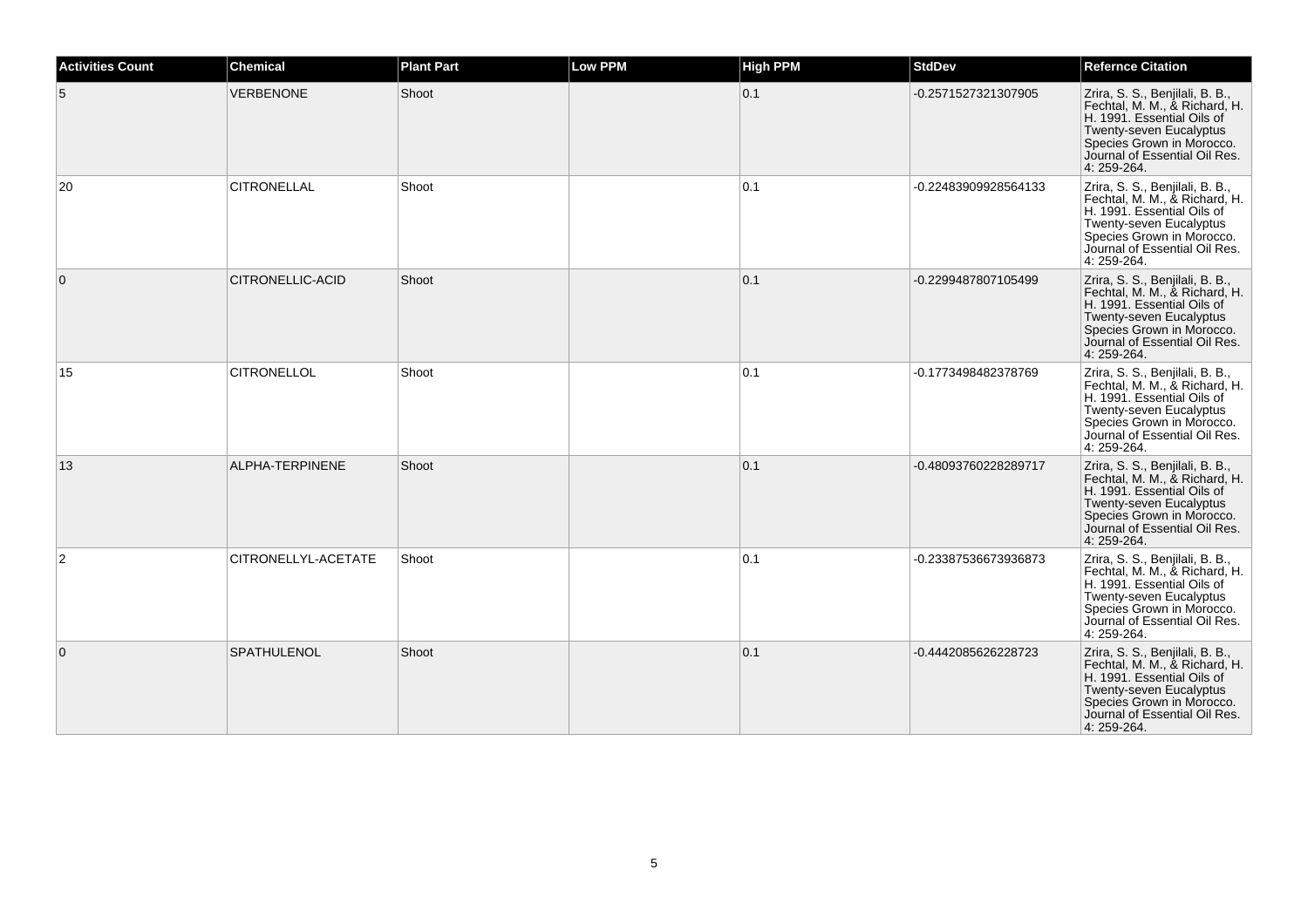| Activities Count | Chemical | Plant Part | Low PPM | High PPM | StdDev | Refernce Citation |
| --- | --- | --- | --- | --- | --- | --- |
| 5 | VERBENONE | Shoot | | 0.1 | -0.2571527321307905 | Zrira, S. S., Benjilali, B. B., Fechtal, M. M., & Richard, H. H. 1991. Essential Oils of Twenty-seven Eucalyptus Species Grown in Morocco. Journal of Essential Oil Res. 4: 259-264. |
| 20 | CITRONELLAL | Shoot | | 0.1 | -0.22483909928564133 | Zrira, S. S., Benjilali, B. B., Fechtal, M. M., & Richard, H. H. 1991. Essential Oils of Twenty-seven Eucalyptus Species Grown in Morocco. Journal of Essential Oil Res. 4: 259-264. |
| 0 | CITRONELLIC-ACID | Shoot | | 0.1 | -0.2299487807105499 | Zrira, S. S., Benjilali, B. B., Fechtal, M. M., & Richard, H. H. 1991. Essential Oils of Twenty-seven Eucalyptus Species Grown in Morocco. Journal of Essential Oil Res. 4: 259-264. |
| 15 | CITRONELLOL | Shoot | | 0.1 | -0.1773498482378769 | Zrira, S. S., Benjilali, B. B., Fechtal, M. M., & Richard, H. H. 1991. Essential Oils of Twenty-seven Eucalyptus Species Grown in Morocco. Journal of Essential Oil Res. 4: 259-264. |
| 13 | ALPHA-TERPINENE | Shoot | | 0.1 | -0.48093760228289717 | Zrira, S. S., Benjilali, B. B., Fechtal, M. M., & Richard, H. H. 1991. Essential Oils of Twenty-seven Eucalyptus Species Grown in Morocco. Journal of Essential Oil Res. 4: 259-264. |
| 2 | CITRONELLYL-ACETATE | Shoot | | 0.1 | -0.23387536673936873 | Zrira, S. S., Benjilali, B. B., Fechtal, M. M., & Richard, H. H. 1991. Essential Oils of Twenty-seven Eucalyptus Species Grown in Morocco. Journal of Essential Oil Res. 4: 259-264. |
| 0 | SPATHULENOL | Shoot | | 0.1 | -0.4442085626228723 | Zrira, S. S., Benjilali, B. B., Fechtal, M. M., & Richard, H. H. 1991. Essential Oils of Twenty-seven Eucalyptus Species Grown in Morocco. Journal of Essential Oil Res. 4: 259-264. |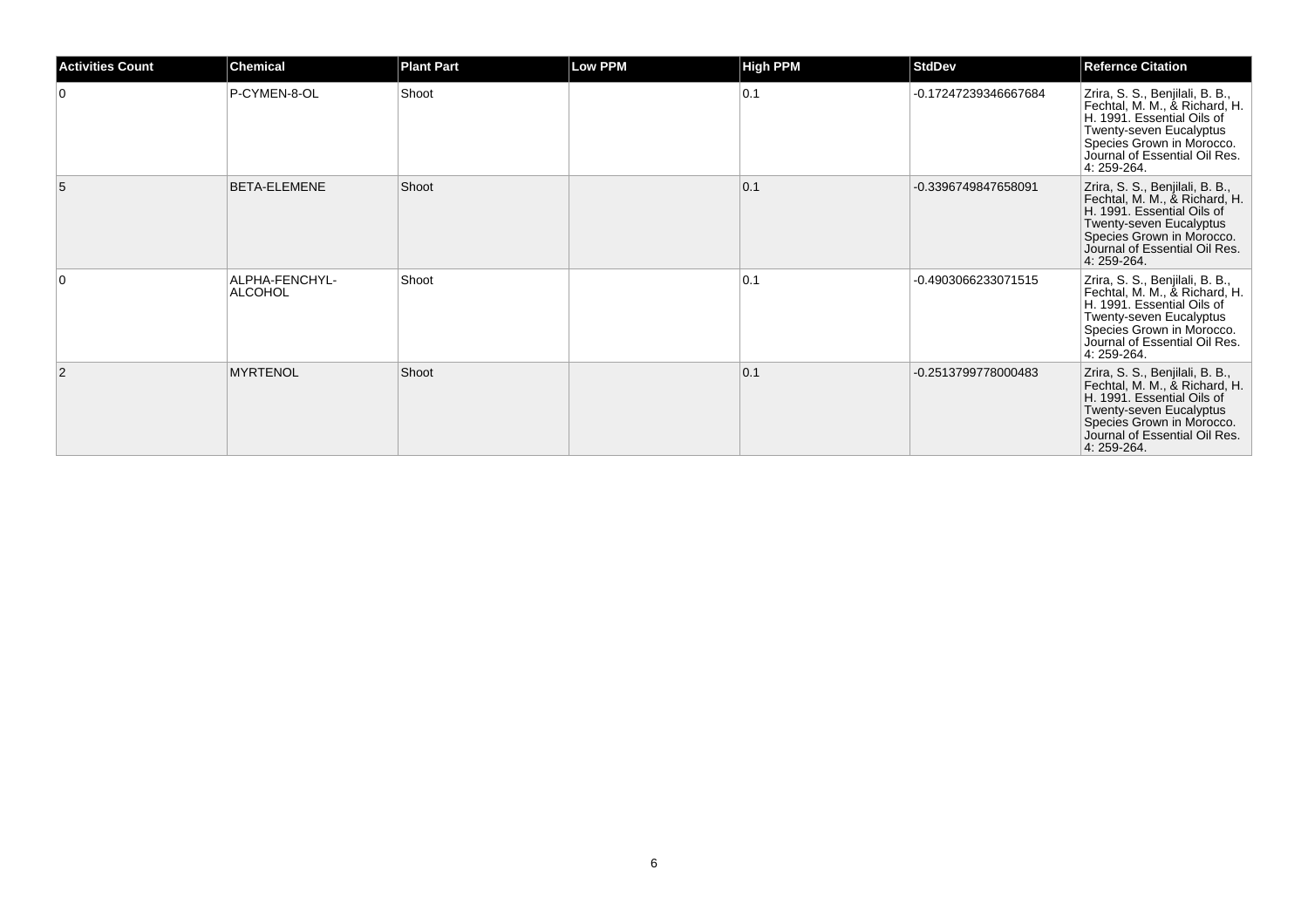| Activities Count | Chemical | Plant Part | Low PPM | High PPM | StdDev | Refernce Citation |
| --- | --- | --- | --- | --- | --- | --- |
| 0 | P-CYMEN-8-OL | Shoot | | 0.1 | -0.17247239346667684 | Zrira, S. S., Benjilali, B. B., Fechtal, M. M., & Richard, H. H. 1991. Essential Oils of Twenty-seven Eucalyptus Species Grown in Morocco. Journal of Essential Oil Res. 4: 259-264. |
| 5 | BETA-ELEMENE | Shoot | | 0.1 | -0.3396749847658091 | Zrira, S. S., Benjilali, B. B., Fechtal, M. M., & Richard, H. H. 1991. Essential Oils of Twenty-seven Eucalyptus Species Grown in Morocco. Journal of Essential Oil Res. 4: 259-264. |
| 0 | ALPHA-FENCHYL-ALCOHOL | Shoot | | 0.1 | -0.4903066233071515 | Zrira, S. S., Benjilali, B. B., Fechtal, M. M., & Richard, H. H. 1991. Essential Oils of Twenty-seven Eucalyptus Species Grown in Morocco. Journal of Essential Oil Res. 4: 259-264. |
| 2 | MYRTENOL | Shoot | | 0.1 | -0.2513799778000483 | Zrira, S. S., Benjilali, B. B., Fechtal, M. M., & Richard, H. H. 1991. Essential Oils of Twenty-seven Eucalyptus Species Grown in Morocco. Journal of Essential Oil Res. 4: 259-264. |